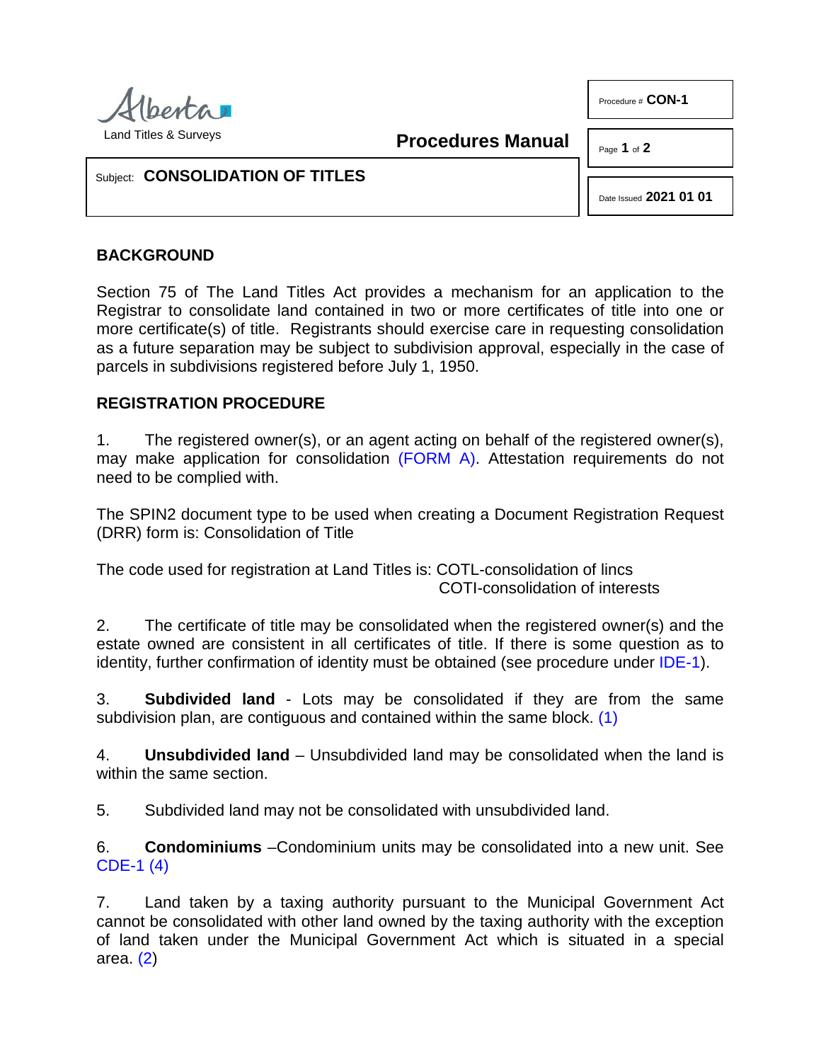Alberta
Land Titles & Surveys

**Procedures Manual**

Procedure # **CON-1**

Date Issued **2021 01 01**

Subject: **CONSOLIDATION OF TITLES**

## BACKGROUND

Section 75 of The Land Titles Act provides a mechanism for an application to the Registrar to consolidate land contained in two or more certificates of title into one or more certificate(s) of title. Registrants should exercise care in requesting consolidation as a future separation may be subject to subdivision approval, especially in the case of parcels in subdivisions registered before July 1, 1950.

## REGISTRATION PROCEDURE

1. The registered owner(s), or an agent acting on behalf of the registered owner(s), may make application for consolidation (FORM A). Attestation requirements do not need to be complied with.

The SPIN2 document type to be used when creating a Document Registration Request (DRR) form is: Consolidation of Title

The code used for registration at Land Titles is: COTL-consolidation of lincs
COTI-consolidation of interests

2. The certificate of title may be consolidated when the registered owner(s) and the estate owned are consistent in all certificates of title. If there is some question as to identity, further confirmation of identity must be obtained (see procedure under IDE-1).

3. **Subdivided land** - Lots may be consolidated if they are from the same subdivision plan, are contiguous and contained within the same block. (1)

4. **Unsubdivided land** – Unsubdivided land may be consolidated when the land is within the same section.

5. Subdivided land may not be consolidated with unsubdivided land.

6. **Condominiums** –Condominium units may be consolidated into a new unit. See CDE-1 (4)

7. Land taken by a taxing authority pursuant to the Municipal Government Act cannot be consolidated with other land owned by the taxing authority with the exception of land taken under the Municipal Government Act which is situated in a special area. (2)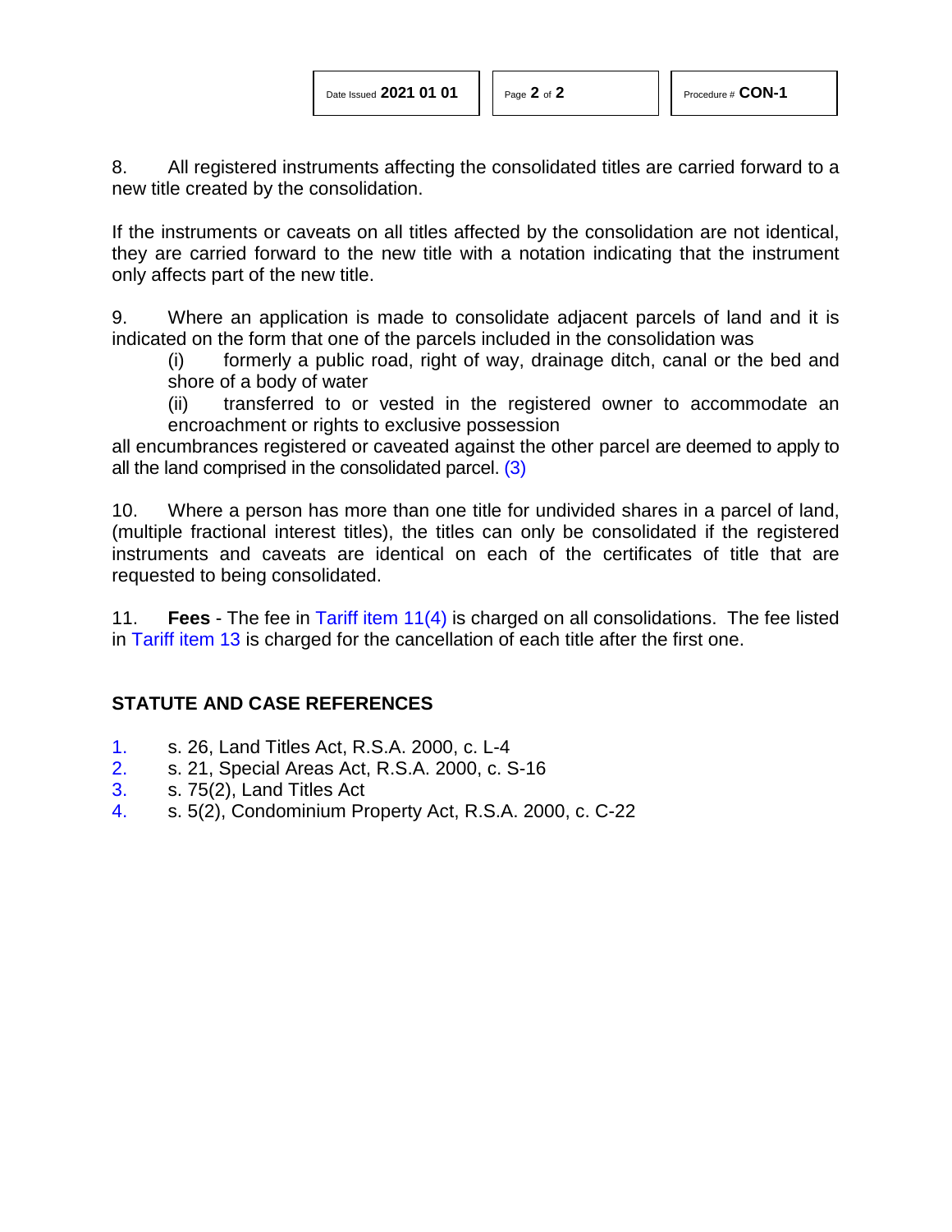8. All registered instruments affecting the consolidated titles are carried forward to a new title created by the consolidation.

If the instruments or caveats on all titles affected by the consolidation are not identical, they are carried forward to the new title with a notation indicating that the instrument only affects part of the new title.

9. Where an application is made to consolidate adjacent parcels of land and it is indicated on the form that one of the parcels included in the consolidation was

(i) formerly a public road, right of way, drainage ditch, canal or the bed and shore of a body of water

(ii) transferred to or vested in the registered owner to accommodate an encroachment or rights to exclusive possession

all encumbrances registered or caveated against the other parcel are deemed to apply to all the land comprised in the consolidated parcel. (3)

10. Where a person has more than one title for undivided shares in a parcel of land, (multiple fractional interest titles), the titles can only be consolidated if the registered instruments and caveats are identical on each of the certificates of title that are requested to being consolidated.

11. **Fees** - The fee in Tariff item 11(4) is charged on all consolidations. The fee listed in Tariff item 13 is charged for the cancellation of each title after the first one.

## STATUTE AND CASE REFERENCES

1. s. 26, Land Titles Act, R.S.A. 2000, c. L-4
2. s. 21, Special Areas Act, R.S.A. 2000, c. S-16
3. s. 75(2), Land Titles Act
4. s. 5(2), Condominium Property Act, R.S.A. 2000, c. C-22